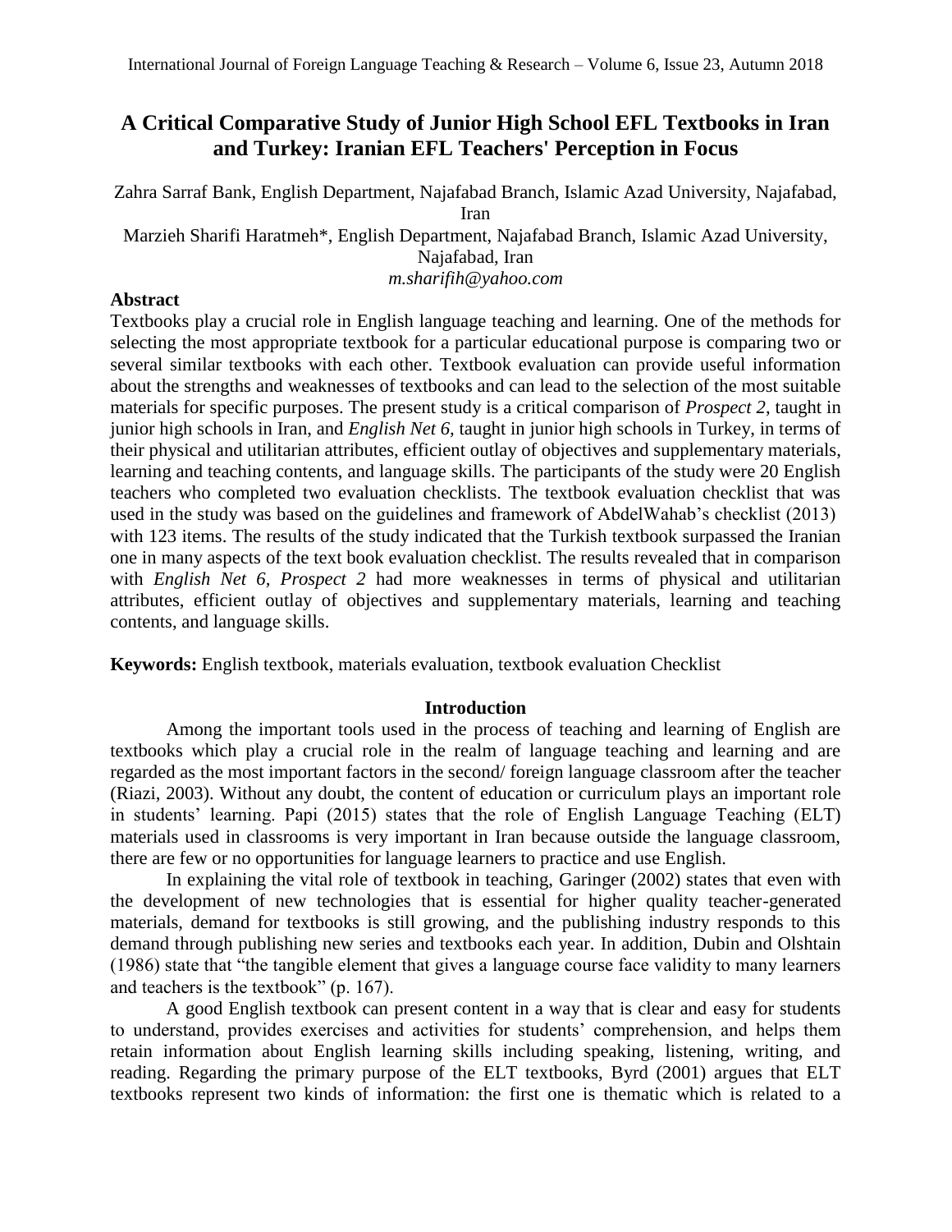# A Critical Comparative Study of Junior High School EFL Textbooks in Iran and Turkey: Iranian EFL Teachers' Perception in Focus

Zahra Sarraf Bank, English Department, Najafabad Branch, Islamic Azad University, Najafabad, Iran

Marzieh Sharifi Haratmeh*, English Department, Najafabad Branch, Islamic Azad University, Najafabad, Iran

*m.sharifih@yahoo.com*

## Abstract

Textbooks play a crucial role in English language teaching and learning. One of the methods for selecting the most appropriate textbook for a particular educational purpose is comparing two or several similar textbooks with each other. Textbook evaluation can provide useful information about the strengths and weaknesses of textbooks and can lead to the selection of the most suitable materials for specific purposes. The present study is a critical comparison of *Prospect 2*, taught in junior high schools in Iran, and *English Net 6,* taught in junior high schools in Turkey, in terms of their physical and utilitarian attributes, efficient outlay of objectives and supplementary materials, learning and teaching contents, and language skills. The participants of the study were 20 English teachers who completed two evaluation checklists. The textbook evaluation checklist that was used in the study was based on the guidelines and framework of AbdelWahab's checklist (2013) with 123 items. The results of the study indicated that the Turkish textbook surpassed the Iranian one in many aspects of the text book evaluation checklist. The results revealed that in comparison with *English Net 6, Prospect 2* had more weaknesses in terms of physical and utilitarian attributes, efficient outlay of objectives and supplementary materials, learning and teaching contents, and language skills.

**Keywords:** English textbook, materials evaluation, textbook evaluation Checklist

## Introduction

Among the important tools used in the process of teaching and learning of English are textbooks which play a crucial role in the realm of language teaching and learning and are regarded as the most important factors in the second/ foreign language classroom after the teacher (Riazi, 2003). Without any doubt, the content of education or curriculum plays an important role in students' learning. Papi (2015) states that the role of English Language Teaching (ELT) materials used in classrooms is very important in Iran because outside the language classroom, there are few or no opportunities for language learners to practice and use English.

In explaining the vital role of textbook in teaching, Garinger (2002) states that even with the development of new technologies that is essential for higher quality teacher-generated materials, demand for textbooks is still growing, and the publishing industry responds to this demand through publishing new series and textbooks each year. In addition, Dubin and Olshtain (1986) state that "the tangible element that gives a language course face validity to many learners and teachers is the textbook" (p. 167).

A good English textbook can present content in a way that is clear and easy for students to understand, provides exercises and activities for students' comprehension, and helps them retain information about English learning skills including speaking, listening, writing, and reading. Regarding the primary purpose of the ELT textbooks, Byrd (2001) argues that ELT textbooks represent two kinds of information: the first one is thematic which is related to a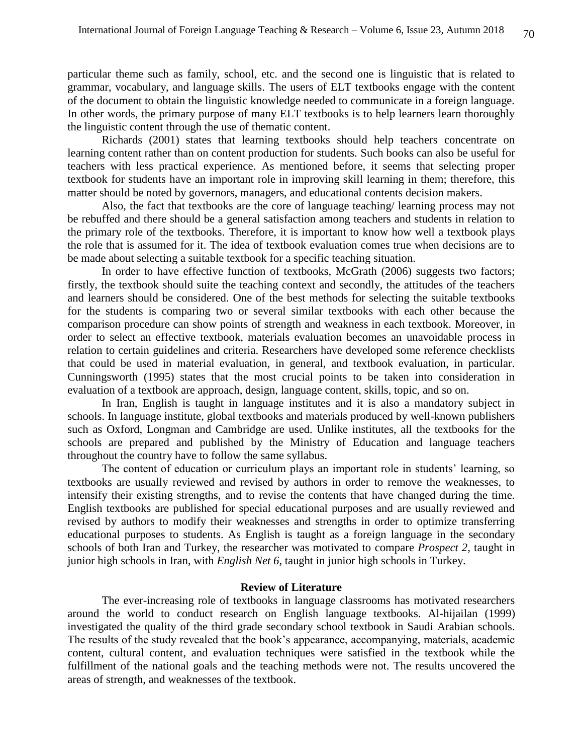particular theme such as family, school, etc. and the second one is linguistic that is related to grammar, vocabulary, and language skills. The users of ELT textbooks engage with the content of the document to obtain the linguistic knowledge needed to communicate in a foreign language. In other words, the primary purpose of many ELT textbooks is to help learners learn thoroughly the linguistic content through the use of thematic content.

Richards (2001) states that learning textbooks should help teachers concentrate on learning content rather than on content production for students. Such books can also be useful for teachers with less practical experience. As mentioned before, it seems that selecting proper textbook for students have an important role in improving skill learning in them; therefore, this matter should be noted by governors, managers, and educational contents decision makers.

Also, the fact that textbooks are the core of language teaching/ learning process may not be rebuffed and there should be a general satisfaction among teachers and students in relation to the primary role of the textbooks. Therefore, it is important to know how well a textbook plays the role that is assumed for it. The idea of textbook evaluation comes true when decisions are to be made about selecting a suitable textbook for a specific teaching situation.

In order to have effective function of textbooks, McGrath (2006) suggests two factors; firstly, the textbook should suite the teaching context and secondly, the attitudes of the teachers and learners should be considered. One of the best methods for selecting the suitable textbooks for the students is comparing two or several similar textbooks with each other because the comparison procedure can show points of strength and weakness in each textbook. Moreover, in order to select an effective textbook, materials evaluation becomes an unavoidable process in relation to certain guidelines and criteria. Researchers have developed some reference checklists that could be used in material evaluation, in general, and textbook evaluation, in particular. Cunningsworth (1995) states that the most crucial points to be taken into consideration in evaluation of a textbook are approach, design, language content, skills, topic, and so on.

In Iran, English is taught in language institutes and it is also a mandatory subject in schools. In language institute, global textbooks and materials produced by well-known publishers such as Oxford, Longman and Cambridge are used. Unlike institutes, all the textbooks for the schools are prepared and published by the Ministry of Education and language teachers throughout the country have to follow the same syllabus.

The content of education or curriculum plays an important role in students' learning, so textbooks are usually reviewed and revised by authors in order to remove the weaknesses, to intensify their existing strengths, and to revise the contents that have changed during the time. English textbooks are published for special educational purposes and are usually reviewed and revised by authors to modify their weaknesses and strengths in order to optimize transferring educational purposes to students. As English is taught as a foreign language in the secondary schools of both Iran and Turkey, the researcher was motivated to compare *Prospect 2*, taught in junior high schools in Iran, with *English Net 6*, taught in junior high schools in Turkey.

## Review of Literature

The ever-increasing role of textbooks in language classrooms has motivated researchers around the world to conduct research on English language textbooks. Al-hijailan (1999) investigated the quality of the third grade secondary school textbook in Saudi Arabian schools. The results of the study revealed that the book's appearance, accompanying, materials, academic content, cultural content, and evaluation techniques were satisfied in the textbook while the fulfillment of the national goals and the teaching methods were not. The results uncovered the areas of strength, and weaknesses of the textbook.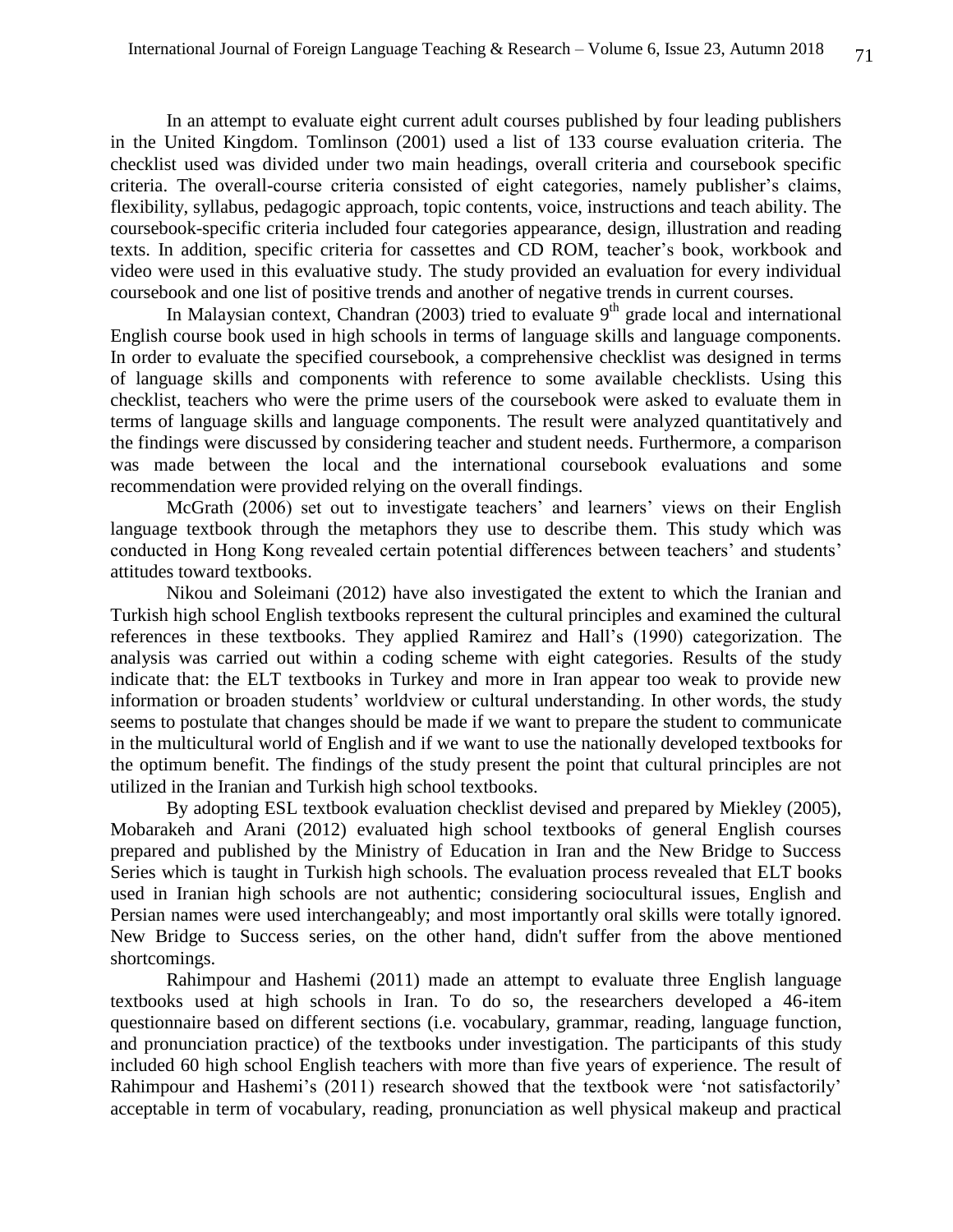In an attempt to evaluate eight current adult courses published by four leading publishers in the United Kingdom. Tomlinson (2001) used a list of 133 course evaluation criteria. The checklist used was divided under two main headings, overall criteria and coursebook specific criteria. The overall-course criteria consisted of eight categories, namely publisher's claims, flexibility, syllabus, pedagogic approach, topic contents, voice, instructions and teach ability. The coursebook-specific criteria included four categories appearance, design, illustration and reading texts. In addition, specific criteria for cassettes and CD ROM, teacher's book, workbook and video were used in this evaluative study. The study provided an evaluation for every individual coursebook and one list of positive trends and another of negative trends in current courses.

In Malaysian context, Chandran (2003) tried to evaluate 9th grade local and international English course book used in high schools in terms of language skills and language components. In order to evaluate the specified coursebook, a comprehensive checklist was designed in terms of language skills and components with reference to some available checklists. Using this checklist, teachers who were the prime users of the coursebook were asked to evaluate them in terms of language skills and language components. The result were analyzed quantitatively and the findings were discussed by considering teacher and student needs. Furthermore, a comparison was made between the local and the international coursebook evaluations and some recommendation were provided relying on the overall findings.

McGrath (2006) set out to investigate teachers' and learners' views on their English language textbook through the metaphors they use to describe them. This study which was conducted in Hong Kong revealed certain potential differences between teachers' and students' attitudes toward textbooks.

Nikou and Soleimani (2012) have also investigated the extent to which the Iranian and Turkish high school English textbooks represent the cultural principles and examined the cultural references in these textbooks. They applied Ramirez and Hall's (1990) categorization. The analysis was carried out within a coding scheme with eight categories. Results of the study indicate that: the ELT textbooks in Turkey and more in Iran appear too weak to provide new information or broaden students' worldview or cultural understanding. In other words, the study seems to postulate that changes should be made if we want to prepare the student to communicate in the multicultural world of English and if we want to use the nationally developed textbooks for the optimum benefit. The findings of the study present the point that cultural principles are not utilized in the Iranian and Turkish high school textbooks.

By adopting ESL textbook evaluation checklist devised and prepared by Miekley (2005), Mobarakeh and Arani (2012) evaluated high school textbooks of general English courses prepared and published by the Ministry of Education in Iran and the New Bridge to Success Series which is taught in Turkish high schools. The evaluation process revealed that ELT books used in Iranian high schools are not authentic; considering sociocultural issues, English and Persian names were used interchangeably; and most importantly oral skills were totally ignored. New Bridge to Success series, on the other hand, didn't suffer from the above mentioned shortcomings.

Rahimpour and Hashemi (2011) made an attempt to evaluate three English language textbooks used at high schools in Iran. To do so, the researchers developed a 46-item questionnaire based on different sections (i.e. vocabulary, grammar, reading, language function, and pronunciation practice) of the textbooks under investigation. The participants of this study included 60 high school English teachers with more than five years of experience. The result of Rahimpour and Hashemi's (2011) research showed that the textbook were 'not satisfactorily' acceptable in term of vocabulary, reading, pronunciation as well physical makeup and practical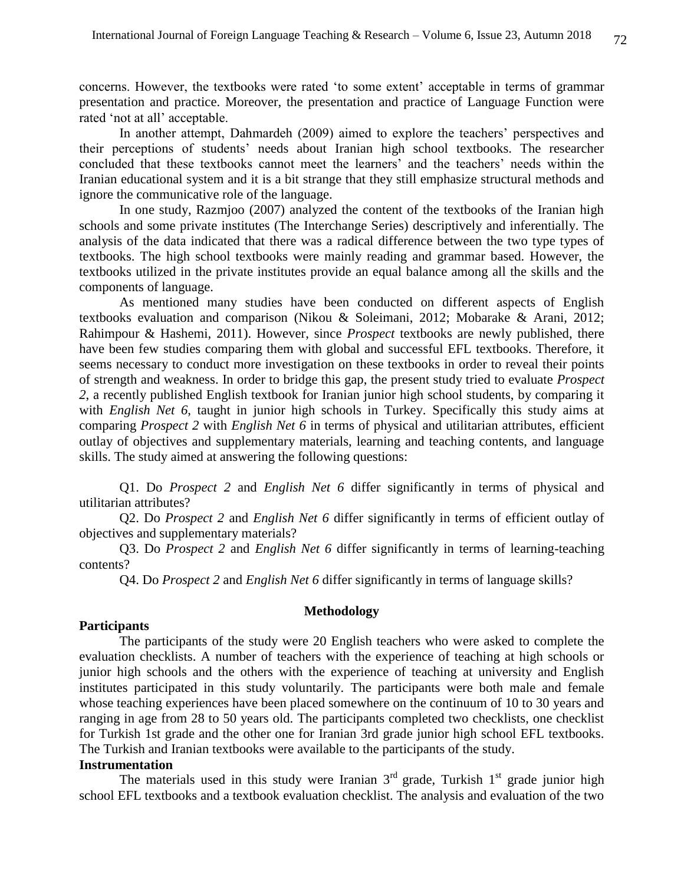concerns. However, the textbooks were rated 'to some extent' acceptable in terms of grammar presentation and practice. Moreover, the presentation and practice of Language Function were rated 'not at all' acceptable.

In another attempt, Dahmardeh (2009) aimed to explore the teachers' perspectives and their perceptions of students' needs about Iranian high school textbooks. The researcher concluded that these textbooks cannot meet the learners' and the teachers' needs within the Iranian educational system and it is a bit strange that they still emphasize structural methods and ignore the communicative role of the language.

In one study, Razmjoo (2007) analyzed the content of the textbooks of the Iranian high schools and some private institutes (The Interchange Series) descriptively and inferentially. The analysis of the data indicated that there was a radical difference between the two type types of textbooks. The high school textbooks were mainly reading and grammar based. However, the textbooks utilized in the private institutes provide an equal balance among all the skills and the components of language.

As mentioned many studies have been conducted on different aspects of English textbooks evaluation and comparison (Nikou & Soleimani, 2012; Mobarake & Arani, 2012; Rahimpour & Hashemi, 2011). However, since *Prospect* textbooks are newly published, there have been few studies comparing them with global and successful EFL textbooks. Therefore, it seems necessary to conduct more investigation on these textbooks in order to reveal their points of strength and weakness. In order to bridge this gap, the present study tried to evaluate *Prospect 2*, a recently published English textbook for Iranian junior high school students, by comparing it with *English Net 6*, taught in junior high schools in Turkey. Specifically this study aims at comparing *Prospect 2* with *English Net 6* in terms of physical and utilitarian attributes, efficient outlay of objectives and supplementary materials, learning and teaching contents, and language skills. The study aimed at answering the following questions:

Q1. Do *Prospect 2* and *English Net 6* differ significantly in terms of physical and utilitarian attributes?

Q2. Do *Prospect 2* and *English Net 6* differ significantly in terms of efficient outlay of objectives and supplementary materials?

Q3. Do *Prospect 2* and *English Net 6* differ significantly in terms of learning-teaching contents?

Q4. Do *Prospect 2* and *English Net 6* differ significantly in terms of language skills?

## Methodology

### Participants

The participants of the study were 20 English teachers who were asked to complete the evaluation checklists. A number of teachers with the experience of teaching at high schools or junior high schools and the others with the experience of teaching at university and English institutes participated in this study voluntarily. The participants were both male and female whose teaching experiences have been placed somewhere on the continuum of 10 to 30 years and ranging in age from 28 to 50 years old. The participants completed two checklists, one checklist for Turkish 1st grade and the other one for Iranian 3rd grade junior high school EFL textbooks. The Turkish and Iranian textbooks were available to the participants of the study.

### Instrumentation

The materials used in this study were Iranian 3rd grade, Turkish 1st grade junior high school EFL textbooks and a textbook evaluation checklist. The analysis and evaluation of the two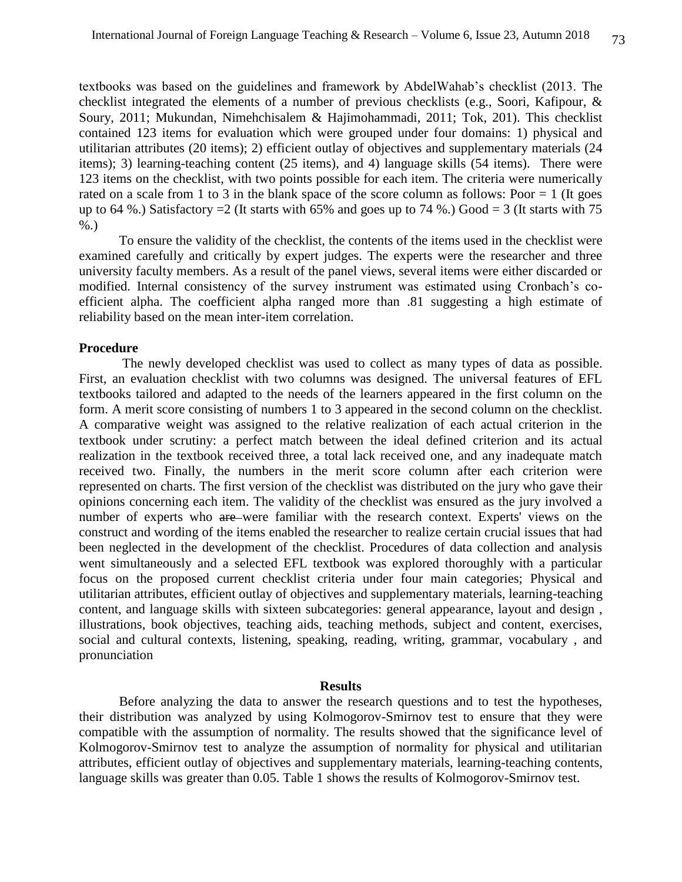textbooks was based on the guidelines and framework by AbdelWahab's checklist (2013. The checklist integrated the elements of a number of previous checklists (e.g., Soori, Kafipour, & Soury, 2011; Mukundan, Nimehchisalem & Hajimohammadi, 2011; Tok, 201). This checklist contained 123 items for evaluation which were grouped under four domains: 1) physical and utilitarian attributes (20 items); 2) efficient outlay of objectives and supplementary materials (24 items); 3) learning-teaching content (25 items), and 4) language skills (54 items). There were 123 items on the checklist, with two points possible for each item. The criteria were numerically rated on a scale from 1 to 3 in the blank space of the score column as follows: Poor = 1 (It goes up to 64 %.) Satisfactory =2 (It starts with 65% and goes up to 74 %.) Good = 3 (It starts with 75 %.)

To ensure the validity of the checklist, the contents of the items used in the checklist were examined carefully and critically by expert judges. The experts were the researcher and three university faculty members. As a result of the panel views, several items were either discarded or modified. Internal consistency of the survey instrument was estimated using Cronbach's co-efficient alpha. The coefficient alpha ranged more than .81 suggesting a high estimate of reliability based on the mean inter-item correlation.

### Procedure

The newly developed checklist was used to collect as many types of data as possible. First, an evaluation checklist with two columns was designed. The universal features of EFL textbooks tailored and adapted to the needs of the learners appeared in the first column on the form. A merit score consisting of numbers 1 to 3 appeared in the second column on the checklist. A comparative weight was assigned to the relative realization of each actual criterion in the textbook under scrutiny: a perfect match between the ideal defined criterion and its actual realization in the textbook received three, a total lack received one, and any inadequate match received two. Finally, the numbers in the merit score column after each criterion were represented on charts. The first version of the checklist was distributed on the jury who gave their opinions concerning each item. The validity of the checklist was ensured as the jury involved a number of experts who ~~are~~ were familiar with the research context. Experts' views on the construct and wording of the items enabled the researcher to realize certain crucial issues that had been neglected in the development of the checklist. Procedures of data collection and analysis went simultaneously and a selected EFL textbook was explored thoroughly with a particular focus on the proposed current checklist criteria under four main categories; Physical and utilitarian attributes, efficient outlay of objectives and supplementary materials, learning-teaching content, and language skills with sixteen subcategories: general appearance, layout and design , illustrations, book objectives, teaching aids, teaching methods, subject and content, exercises, social and cultural contexts, listening, speaking, reading, writing, grammar, vocabulary , and pronunciation

## Results

Before analyzing the data to answer the research questions and to test the hypotheses, their distribution was analyzed by using Kolmogorov-Smirnov test to ensure that they were compatible with the assumption of normality. The results showed that the significance level of Kolmogorov-Smirnov test to analyze the assumption of normality for physical and utilitarian attributes, efficient outlay of objectives and supplementary materials, learning-teaching contents, language skills was greater than 0.05. Table 1 shows the results of Kolmogorov-Smirnov test.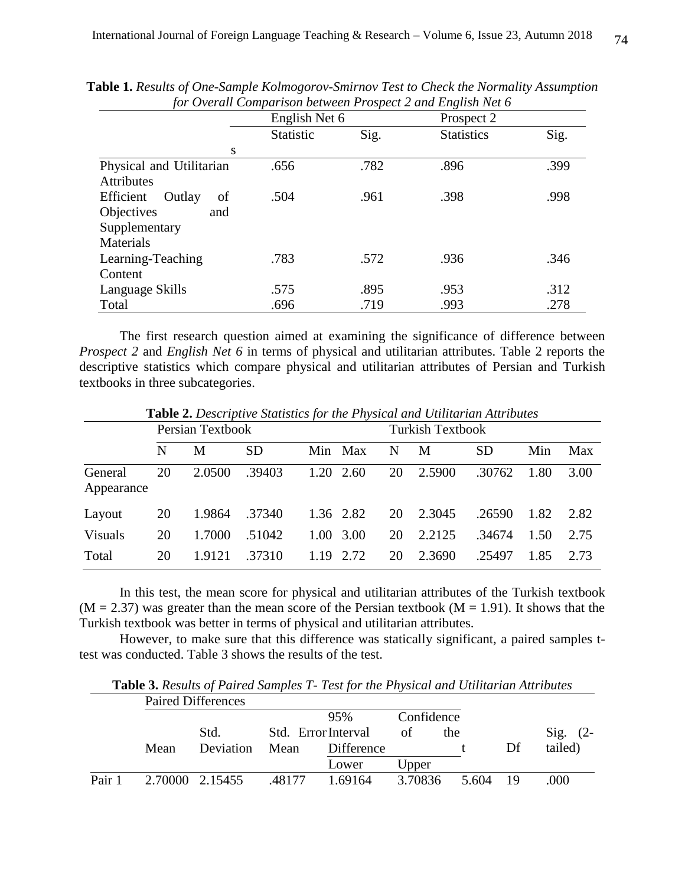**Table 1.** *Results of One-Sample Kolmogorov-Smirnov Test to Check the Normality Assumption for Overall Comparison between Prospect 2 and English Net 6*

| | English Net 6 | | Prospect 2 | |
|---|---|---|---|---|
| s | Statistic | Sig. | Statistics | Sig. |
| Physical and Utilitarian Attributes | .656 | .782 | .896 | .399 |
| Efficient Outlay of Objectives and Supplementary Materials | .504 | .961 | .398 | .998 |
| Learning-Teaching Content | .783 | .572 | .936 | .346 |
| Language Skills | .575 | .895 | .953 | .312 |
| Total | .696 | .719 | .993 | .278 |

The first research question aimed at examining the significance of difference between *Prospect 2* and *English Net 6* in terms of physical and utilitarian attributes. Table 2 reports the descriptive statistics which compare physical and utilitarian attributes of Persian and Turkish textbooks in three subcategories.

**Table 2.** *Descriptive Statistics for the Physical and Utilitarian Attributes*

| | Persian Textbook | | | | | Turkish Textbook | | | | |
|---|---|---|---|---|---|---|---|---|---|---|
| | N | M | SD | Min | Max | N | M | SD | Min | Max |
| General Appearance | 20 | 2.0500 | .39403 | 1.20 | 2.60 | 20 | 2.5900 | .30762 | 1.80 | 3.00 |
| Layout | 20 | 1.9864 | .37340 | 1.36 | 2.82 | 20 | 2.3045 | .26590 | 1.82 | 2.82 |
| Visuals | 20 | 1.7000 | .51042 | 1.00 | 3.00 | 20 | 2.2125 | .34674 | 1.50 | 2.75 |
| Total | 20 | 1.9121 | .37310 | 1.19 | 2.72 | 20 | 2.3690 | .25497 | 1.85 | 2.73 |

In this test, the mean score for physical and utilitarian attributes of the Turkish textbook ($M = 2.37$) was greater than the mean score of the Persian textbook ($M = 1.91$). It shows that the Turkish textbook was better in terms of physical and utilitarian attributes.

However, to make sure that this difference was statically significant, a paired samples t-test was conducted. Table 3 shows the results of the test.

**Table 3.** *Results of Paired Samples T- Test for the Physical and Utilitarian Attributes*

| | Paired Differences | | | | | | | |
|---|---|---|---|---|---|---|---|---|
| | | | | 95% Confidence Interval of the Difference | | | | |
| | Mean | Std. Deviation | Std. Error Mean | Lower | Upper | t | Df | Sig. (2-tailed) |
| Pair 1 | 2.70000 | 2.15455 | .48177 | 1.69164 | 3.70836 | 5.604 | 19 | .000 |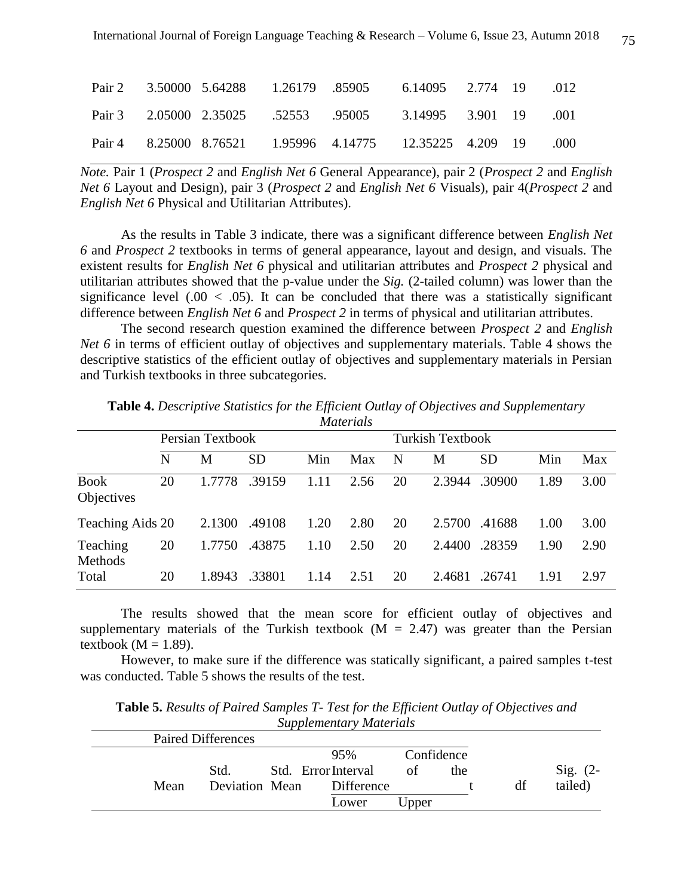| | | | | | | | | |
|---|---|---|---|---|---|---|---|---|
| Pair 2 | 3.50000 | 5.64288 | 1.26179 | .85905 | 6.14095 | 2.774 | 19 | .012 |
| Pair 3 | 2.05000 | 2.35025 | .52553 | .95005 | 3.14995 | 3.901 | 19 | .001 |
| Pair 4 | 8.25000 | 8.76521 | 1.95996 | 4.14775 | 12.35225 | 4.209 | 19 | .000 |

*Note.* Pair 1 (*Prospect 2* and *English Net 6* General Appearance), pair 2 (*Prospect 2* and *English Net 6* Layout and Design), pair 3 (*Prospect 2* and *English Net 6* Visuals), pair 4(*Prospect 2* and *English Net 6* Physical and Utilitarian Attributes).

As the results in Table 3 indicate, there was a significant difference between *English Net 6* and *Prospect 2* textbooks in terms of general appearance, layout and design, and visuals. The existent results for *English Net 6* physical and utilitarian attributes and *Prospect 2* physical and utilitarian attributes showed that the p-value under the *Sig.* (2-tailed column) was lower than the significance level (.00 < .05). It can be concluded that there was a statistically significant difference between *English Net 6* and *Prospect 2* in terms of physical and utilitarian attributes.

The second research question examined the difference between *Prospect 2* and *English Net 6* in terms of efficient outlay of objectives and supplementary materials. Table 4 shows the descriptive statistics of the efficient outlay of objectives and supplementary materials in Persian and Turkish textbooks in three subcategories.

**Table 4.** *Descriptive Statistics for the Efficient Outlay of Objectives and Supplementary Materials*

| | Persian Textbook | | | | | Turkish Textbook | | | | |
|---|---|---|---|---|---|---|---|---|---|---|
| | N | M | SD | Min | Max | N | M | SD | Min | Max |
| Book Objectives | 20 | 1.7778 | .39159 | 1.11 | 2.56 | 20 | 2.3944 | .30900 | 1.89 | 3.00 |
| Teaching Aids | 20 | 2.1300 | .49108 | 1.20 | 2.80 | 20 | 2.5700 | .41688 | 1.00 | 3.00 |
| Teaching Methods | 20 | 1.7750 | .43875 | 1.10 | 2.50 | 20 | 2.4400 | .28359 | 1.90 | 2.90 |
| Total | 20 | 1.8943 | .33801 | 1.14 | 2.51 | 20 | 2.4681 | .26741 | 1.91 | 2.97 |

The results showed that the mean score for efficient outlay of objectives and supplementary materials of the Turkish textbook (M = 2.47) was greater than the Persian textbook (M = 1.89).

However, to make sure if the difference was statically significant, a paired samples t-test was conducted. Table 5 shows the results of the test.

**Table 5.** *Results of Paired Samples T- Test for the Efficient Outlay of Objectives and Supplementary Materials*

| | Paired Differences | | | | | | | |
|---|---|---|---|---|---|---|---|---|
| | Mean | Std. Deviation | Std. Error Mean | 95% Confidence Interval of the Difference | | t | df | Sig. (2-tailed) |
| | | | | Lower | Upper | | | |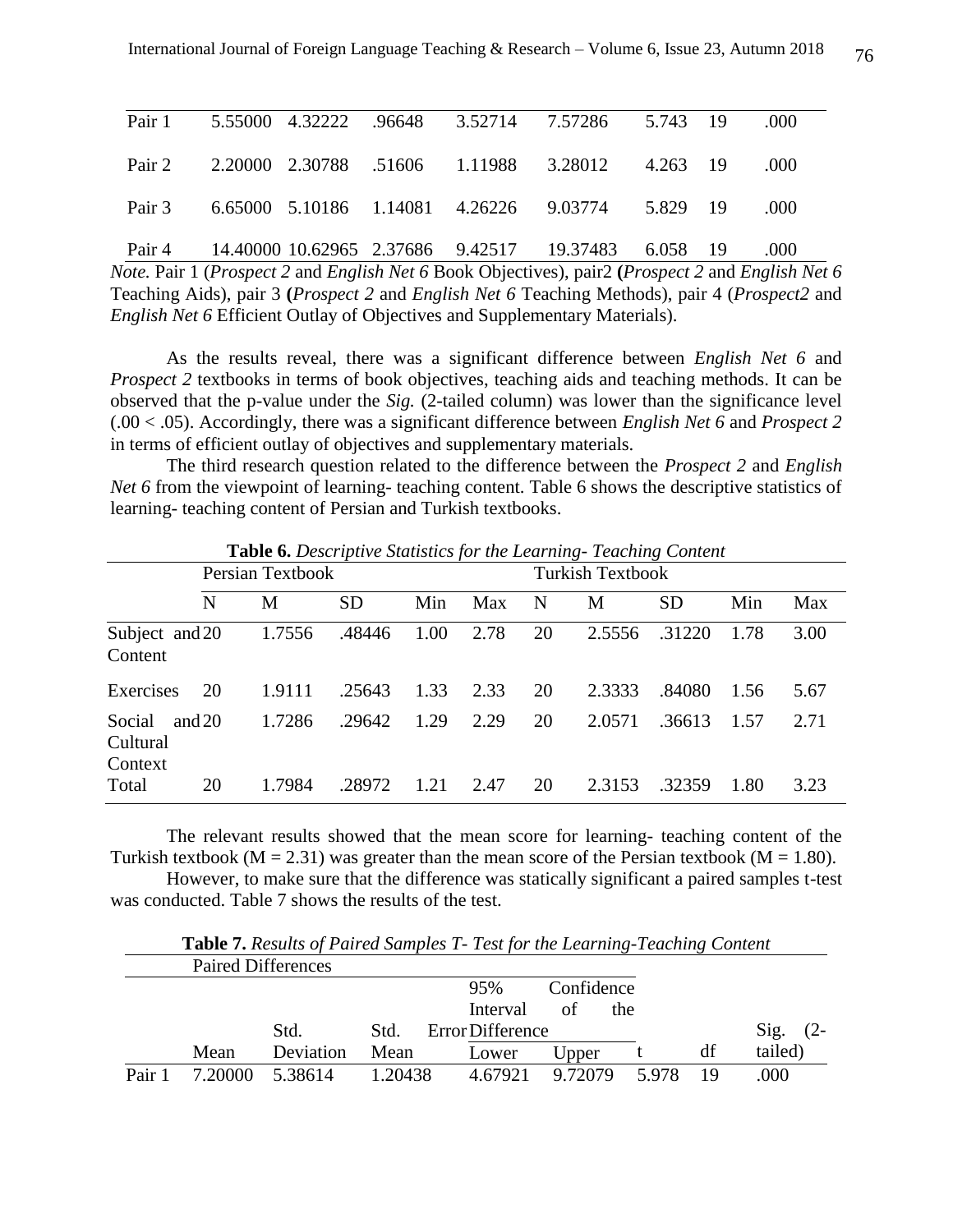| | | | | | | | | |
|---|---|---|---|---|---|---|---|---|
| Pair 1 | 5.55000 | 4.32222 | .96648 | 3.52714 | 7.57286 | 5.743 | 19 | .000 |
| Pair 2 | 2.20000 | 2.30788 | .51606 | 1.11988 | 3.28012 | 4.263 | 19 | .000 |
| Pair 3 | 6.65000 | 5.10186 | 1.14081 | 4.26226 | 9.03774 | 5.829 | 19 | .000 |
| Pair 4 | 14.40000 | 10.62965 | 2.37686 | 9.42517 | 19.37483 | 6.058 | 19 | .000 |

*Note.* Pair 1 (*Prospect 2* and *English Net 6* Book Objectives), pair2 **(***Prospect 2* and *English Net 6* Teaching Aids), pair 3 **(***Prospect 2* and *English Net 6* Teaching Methods), pair 4 (*Prospect2* and *English Net 6* Efficient Outlay of Objectives and Supplementary Materials).

As the results reveal, there was a significant difference between *English Net 6* and *Prospect 2* textbooks in terms of book objectives, teaching aids and teaching methods. It can be observed that the p-value under the *Sig.* (2-tailed column) was lower than the significance level (.00 < .05). Accordingly, there was a significant difference between *English Net 6* and *Prospect 2* in terms of efficient outlay of objectives and supplementary materials.

The third research question related to the difference between the *Prospect 2* and *English Net 6* from the viewpoint of learning- teaching content. Table 6 shows the descriptive statistics of learning- teaching content of Persian and Turkish textbooks.

**Table 6.** *Descriptive Statistics for the Learning- Teaching Content*

| | Persian Textbook | | | | | Turkish Textbook | | | | |
|---|---|---|---|---|---|---|---|---|---|---|
| | N | M | SD | Min | Max | N | M | SD | Min | Max |
| Subject and Content | 20 | 1.7556 | .48446 | 1.00 | 2.78 | 20 | 2.5556 | .31220 | 1.78 | 3.00 |
| Exercises | 20 | 1.9111 | .25643 | 1.33 | 2.33 | 20 | 2.3333 | .84080 | 1.56 | 5.67 |
| Social and Cultural Context | 20 | 1.7286 | .29642 | 1.29 | 2.29 | 20 | 2.0571 | .36613 | 1.57 | 2.71 |
| Total | 20 | 1.7984 | .28972 | 1.21 | 2.47 | 20 | 2.3153 | .32359 | 1.80 | 3.23 |

The relevant results showed that the mean score for learning- teaching content of the Turkish textbook (M = 2.31) was greater than the mean score of the Persian textbook (M = 1.80).

However, to make sure that the difference was statically significant a paired samples t-test was conducted. Table 7 shows the results of the test.

**Table 7.** *Results of Paired Samples T- Test for the Learning-Teaching Content*

| | Paired Differences | | | | | | | |
|---|---|---|---|---|---|---|---|---|
| | | | | 95% Confidence Interval of the Difference | | | | |
| | Mean | Std. Deviation | Std. Error Mean | Lower | Upper | t | df | Sig. (2-tailed) |
| Pair 1 | 7.20000 | 5.38614 | 1.20438 | 4.67921 | 9.72079 | 5.978 | 19 | .000 |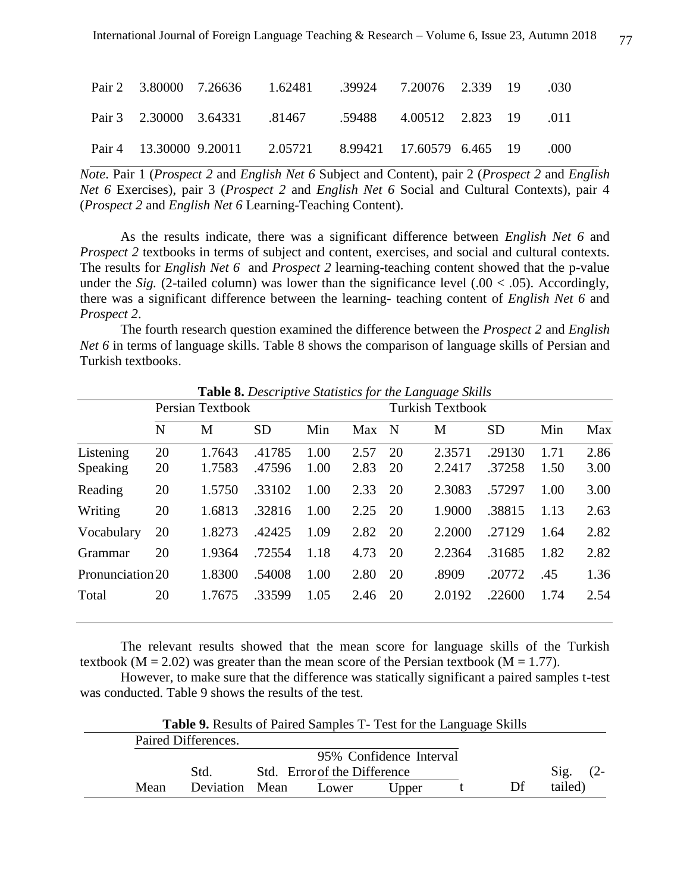| | | | | | | | | |
|---|---|---|---|---|---|---|---|---|
| Pair 2 | 3.80000 | 7.26636 | 1.62481 | .39924 | 7.20076 | 2.339 | 19 | .030 |
| Pair 3 | 2.30000 | 3.64331 | .81467 | .59488 | 4.00512 | 2.823 | 19 | .011 |
| Pair 4 | 13.30000 | 9.20011 | 2.05721 | 8.99421 | 17.60579 | 6.465 | 19 | .000 |

*Note*. Pair 1 (*Prospect 2* and *English Net 6* Subject and Content), pair 2 (*Prospect 2* and *English Net 6* Exercises), pair 3 (*Prospect 2* and *English Net 6* Social and Cultural Contexts), pair 4 (*Prospect 2* and *English Net 6* Learning-Teaching Content).

As the results indicate, there was a significant difference between *English Net 6* and *Prospect 2* textbooks in terms of subject and content, exercises, and social and cultural contexts. The results for *English Net 6* and *Prospect 2* learning-teaching content showed that the p-value under the *Sig.* (2-tailed column) was lower than the significance level ($.00 < .05$). Accordingly, there was a significant difference between the learning- teaching content of *English Net 6* and *Prospect 2*.

The fourth research question examined the difference between the *Prospect 2* and *English Net 6* in terms of language skills. Table 8 shows the comparison of language skills of Persian and Turkish textbooks.

**Table 8.** *Descriptive Statistics for the Language Skills*

| | Persian Textbook | | | | | Turkish Textbook | | | | |
|---|---|---|---|---|---|---|---|---|---|---|
| | N | M | SD | Min | Max | N | M | SD | Min | Max |
| Listening | 20 | 1.7643 | .41785 | 1.00 | 2.57 | 20 | 2.3571 | .29130 | 1.71 | 2.86 |
| Speaking | 20 | 1.7583 | .47596 | 1.00 | 2.83 | 20 | 2.2417 | .37258 | 1.50 | 3.00 |
| Reading | 20 | 1.5750 | .33102 | 1.00 | 2.33 | 20 | 2.3083 | .57297 | 1.00 | 3.00 |
| Writing | 20 | 1.6813 | .32816 | 1.00 | 2.25 | 20 | 1.9000 | .38815 | 1.13 | 2.63 |
| Vocabulary | 20 | 1.8273 | .42425 | 1.09 | 2.82 | 20 | 2.2000 | .27129 | 1.64 | 2.82 |
| Grammar | 20 | 1.9364 | .72554 | 1.18 | 4.73 | 20 | 2.2364 | .31685 | 1.82 | 2.82 |
| Pronunciation | 20 | 1.8300 | .54008 | 1.00 | 2.80 | 20 | .8909 | .20772 | .45 | 1.36 |
| Total | 20 | 1.7675 | .33599 | 1.05 | 2.46 | 20 | 2.0192 | .22600 | 1.74 | 2.54 |

The relevant results showed that the mean score for language skills of the Turkish textbook ($M = 2.02$) was greater than the mean score of the Persian textbook ($M = 1.77$).

However, to make sure that the difference was statically significant a paired samples t-test was conducted. Table 9 shows the results of the test.

**Table 9.** Results of Paired Samples T- Test for the Language Skills

| | Paired Differences. | | | | | | | |
|---|---|---|---|---|---|---|---|---|
| | | | | 95% Confidence Interval of the Difference | | | | |
| | Mean | Std. Deviation | Std. Error Mean | Lower | Upper | t | Df | Sig. (2-tailed) |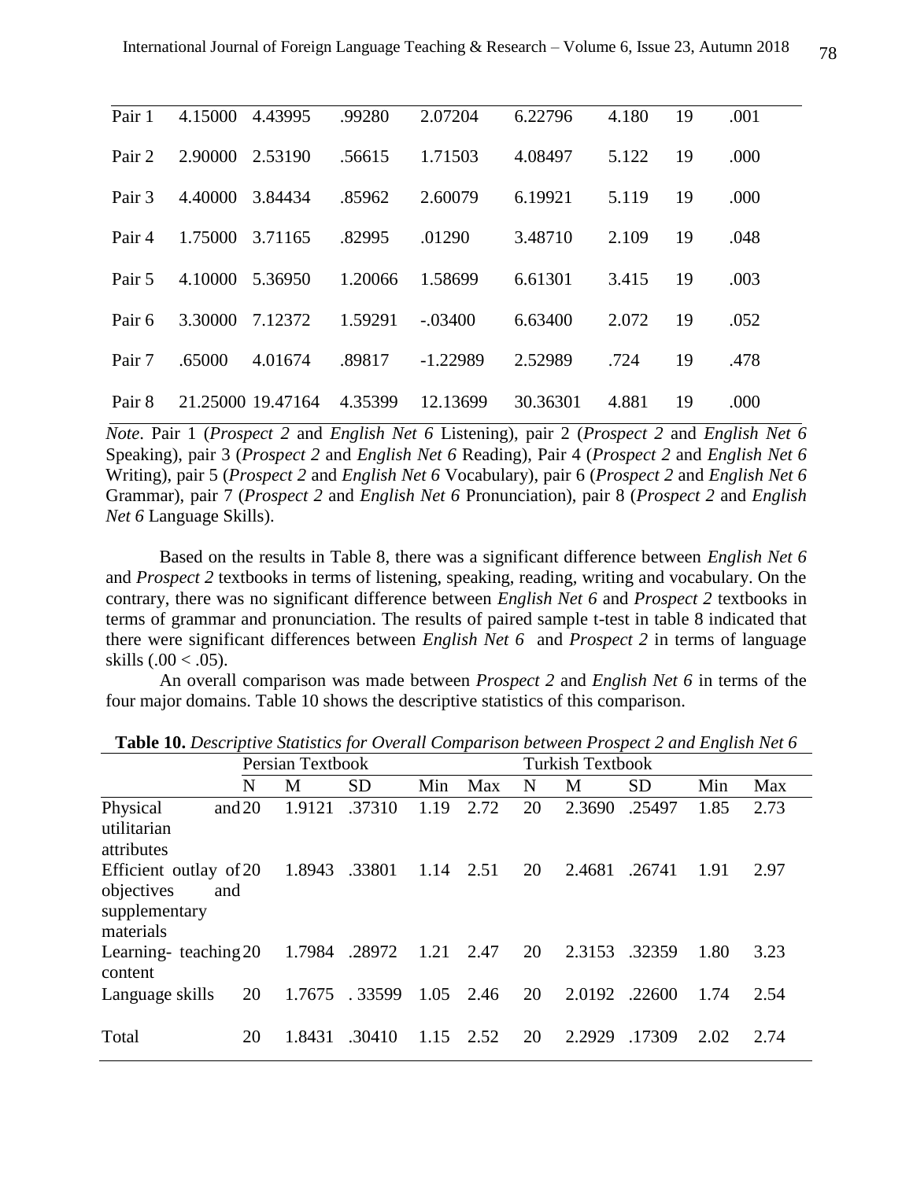| | | | | | | | | |
|---|---|---|---|---|---|---|---|---|
| Pair 1 | 4.15000 | 4.43995 | .99280 | 2.07204 | 6.22796 | 4.180 | 19 | .001 |
| Pair 2 | 2.90000 | 2.53190 | .56615 | 1.71503 | 4.08497 | 5.122 | 19 | .000 |
| Pair 3 | 4.40000 | 3.84434 | .85962 | 2.60079 | 6.19921 | 5.119 | 19 | .000 |
| Pair 4 | 1.75000 | 3.71165 | .82995 | .01290 | 3.48710 | 2.109 | 19 | .048 |
| Pair 5 | 4.10000 | 5.36950 | 1.20066 | 1.58699 | 6.61301 | 3.415 | 19 | .003 |
| Pair 6 | 3.30000 | 7.12372 | 1.59291 | -.03400 | 6.63400 | 2.072 | 19 | .052 |
| Pair 7 | .65000 | 4.01674 | .89817 | -1.22989 | 2.52989 | .724 | 19 | .478 |
| Pair 8 | 21.25000 | 19.47164 | 4.35399 | 12.13699 | 30.36301 | 4.881 | 19 | .000 |

*Note*. Pair 1 (*Prospect 2* and *English Net 6* Listening), pair 2 (*Prospect 2* and *English Net 6* Speaking), pair 3 (*Prospect 2* and *English Net 6* Reading), Pair 4 (*Prospect 2* and *English Net 6* Writing), pair 5 (*Prospect 2* and *English Net 6* Vocabulary), pair 6 (*Prospect 2* and *English Net 6* Grammar), pair 7 (*Prospect 2* and *English Net 6* Pronunciation), pair 8 (*Prospect 2* and *English Net 6* Language Skills).

Based on the results in Table 8, there was a significant difference between *English Net 6* and *Prospect 2* textbooks in terms of listening, speaking, reading, writing and vocabulary. On the contrary, there was no significant difference between *English Net 6* and *Prospect 2* textbooks in terms of grammar and pronunciation. The results of paired sample t-test in table 8 indicated that there were significant differences between *English Net 6* and *Prospect 2* in terms of language skills (.00 < .05).

An overall comparison was made between *Prospect 2* and *English Net 6* in terms of the four major domains. Table 10 shows the descriptive statistics of this comparison.

**Table 10.** *Descriptive Statistics for Overall Comparison between Prospect 2 and English Net 6*

| | Persian Textbook | | | | | Turkish Textbook | | | | |
|---|---|---|---|---|---|---|---|---|---|---|
| | N | M | SD | Min | Max | N | M | SD | Min | Max |
| Physical and utilitarian attributes | 20 | 1.9121 | .37310 | 1.19 | 2.72 | 20 | 2.3690 | .25497 | 1.85 | 2.73 |
| Efficient outlay of objectives and supplementary materials | 20 | 1.8943 | .33801 | 1.14 | 2.51 | 20 | 2.4681 | .26741 | 1.91 | 2.97 |
| Learning- teaching content | 20 | 1.7984 | .28972 | 1.21 | 2.47 | 20 | 2.3153 | .32359 | 1.80 | 3.23 |
| Language skills | 20 | 1.7675 | . 33599 | 1.05 | 2.46 | 20 | 2.0192 | .22600 | 1.74 | 2.54 |
| Total | 20 | 1.8431 | .30410 | 1.15 | 2.52 | 20 | 2.2929 | .17309 | 2.02 | 2.74 |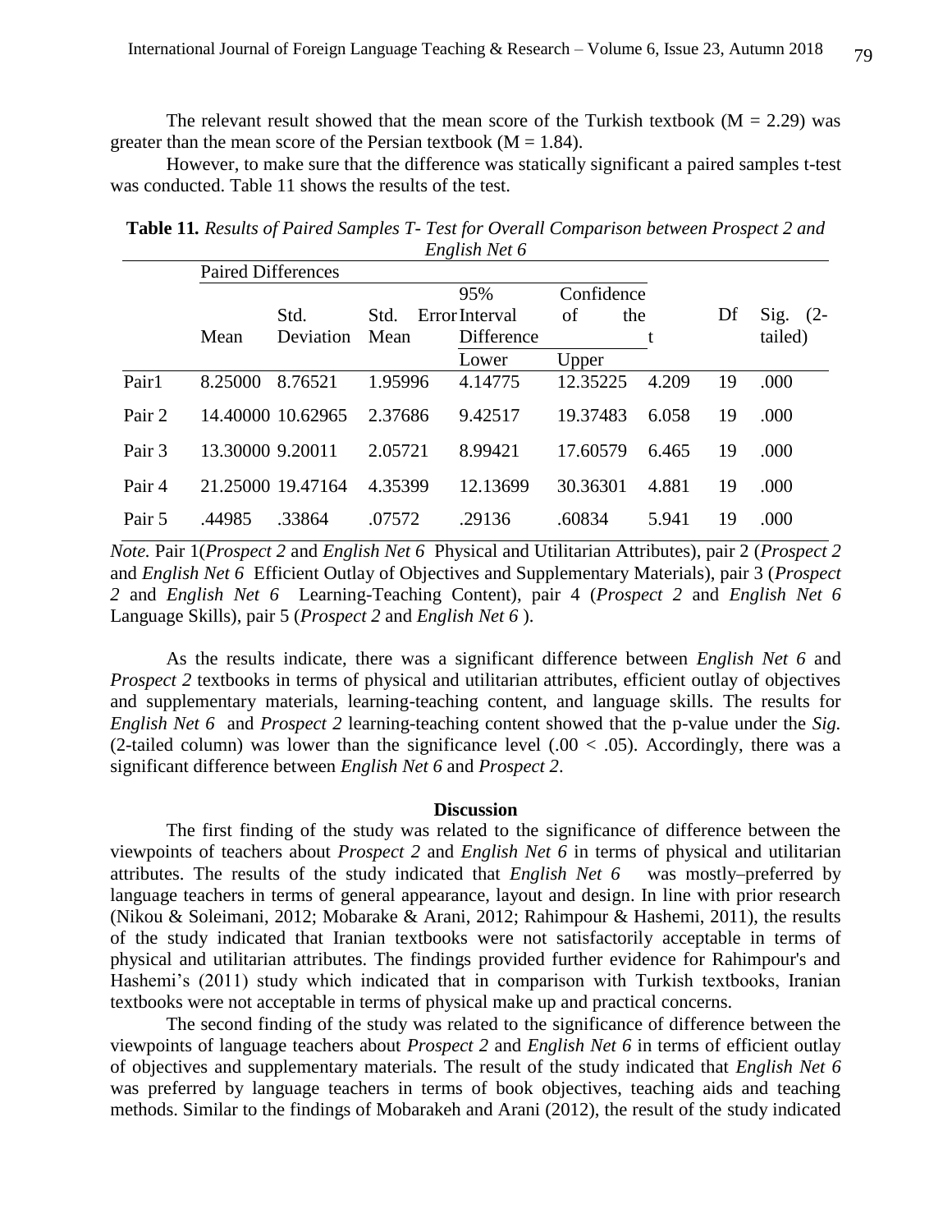The relevant result showed that the mean score of the Turkish textbook (M = 2.29) was greater than the mean score of the Persian textbook (M = 1.84).

However, to make sure that the difference was statically significant a paired samples t-test was conducted. Table 11 shows the results of the test.

**Table 11.** *Results of Paired Samples T- Test for Overall Comparison between Prospect 2 and English Net 6*

| | Paired Differences | | | | | | | |
|---|---|---|---|---|---|---|---|---|
| | Mean | Std. Deviation | Std. Error Mean | 95% Confidence Interval of the Difference | | t | Df | Sig. (2-tailed) |
| | | | | Lower | Upper | | | |
| Pair1 | 8.25000 | 8.76521 | 1.95996 | 4.14775 | 12.35225 | 4.209 | 19 | .000 |
| Pair 2 | 14.40000 | 10.62965 | 2.37686 | 9.42517 | 19.37483 | 6.058 | 19 | .000 |
| Pair 3 | 13.30000 | 9.20011 | 2.05721 | 8.99421 | 17.60579 | 6.465 | 19 | .000 |
| Pair 4 | 21.25000 | 19.47164 | 4.35399 | 12.13699 | 30.36301 | 4.881 | 19 | .000 |
| Pair 5 | .44985 | .33864 | .07572 | .29136 | .60834 | 5.941 | 19 | .000 |

*Note.* Pair 1(*Prospect 2* and *English Net 6* Physical and Utilitarian Attributes), pair 2 (*Prospect 2* and *English Net 6* Efficient Outlay of Objectives and Supplementary Materials), pair 3 (*Prospect 2* and *English Net 6* Learning-Teaching Content), pair 4 (*Prospect 2* and *English Net 6* Language Skills), pair 5 (*Prospect 2* and *English Net 6* ).

As the results indicate, there was a significant difference between *English Net 6* and *Prospect 2* textbooks in terms of physical and utilitarian attributes, efficient outlay of objectives and supplementary materials, learning-teaching content, and language skills. The results for *English Net 6* and *Prospect 2* learning-teaching content showed that the p-value under the *Sig.* (2-tailed column) was lower than the significance level (.00 < .05). Accordingly, there was a significant difference between *English Net 6* and *Prospect 2*.

## Discussion

The first finding of the study was related to the significance of difference between the viewpoints of teachers about *Prospect 2* and *English Net 6* in terms of physical and utilitarian attributes. The results of the study indicated that *English Net 6* was mostly–preferred by language teachers in terms of general appearance, layout and design. In line with prior research (Nikou & Soleimani, 2012; Mobarake & Arani, 2012; Rahimpour & Hashemi, 2011), the results of the study indicated that Iranian textbooks were not satisfactorily acceptable in terms of physical and utilitarian attributes. The findings provided further evidence for Rahimpour's and Hashemi's (2011) study which indicated that in comparison with Turkish textbooks, Iranian textbooks were not acceptable in terms of physical make up and practical concerns.

The second finding of the study was related to the significance of difference between the viewpoints of language teachers about *Prospect 2* and *English Net 6* in terms of efficient outlay of objectives and supplementary materials. The result of the study indicated that *English Net 6* was preferred by language teachers in terms of book objectives, teaching aids and teaching methods. Similar to the findings of Mobarakeh and Arani (2012), the result of the study indicated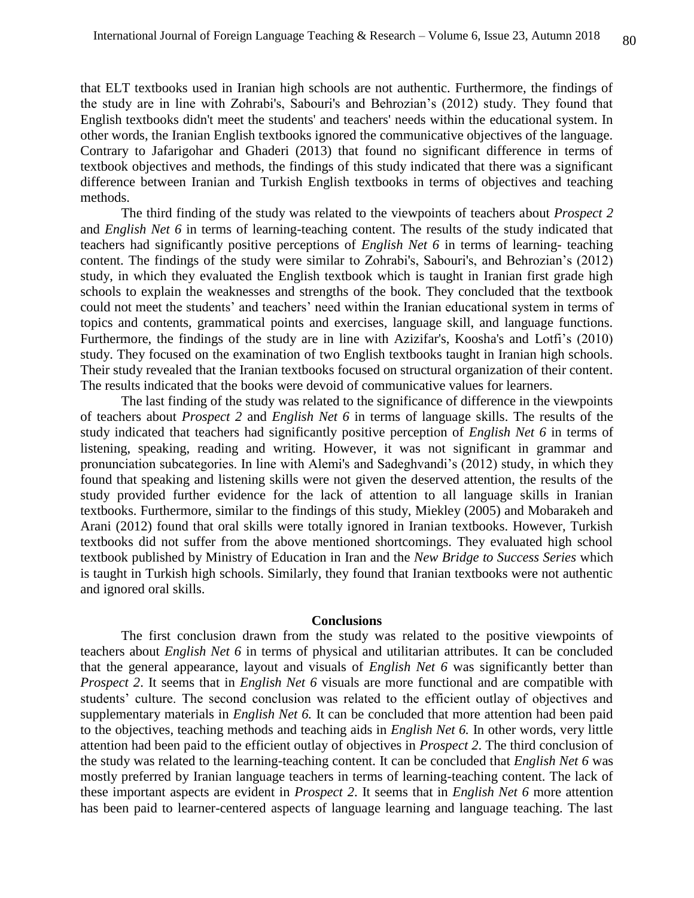that ELT textbooks used in Iranian high schools are not authentic. Furthermore, the findings of the study are in line with Zohrabi's, Sabouri's and Behrozian's (2012) study. They found that English textbooks didn't meet the students' and teachers' needs within the educational system. In other words, the Iranian English textbooks ignored the communicative objectives of the language. Contrary to Jafarigohar and Ghaderi (2013) that found no significant difference in terms of textbook objectives and methods, the findings of this study indicated that there was a significant difference between Iranian and Turkish English textbooks in terms of objectives and teaching methods.

The third finding of the study was related to the viewpoints of teachers about *Prospect 2* and *English Net 6* in terms of learning-teaching content. The results of the study indicated that teachers had significantly positive perceptions of *English Net 6* in terms of learning- teaching content. The findings of the study were similar to Zohrabi's, Sabouri's, and Behrozian's (2012) study, in which they evaluated the English textbook which is taught in Iranian first grade high schools to explain the weaknesses and strengths of the book. They concluded that the textbook could not meet the students' and teachers' need within the Iranian educational system in terms of topics and contents, grammatical points and exercises, language skill, and language functions. Furthermore, the findings of the study are in line with Azizifar's, Koosha's and Lotfi's (2010) study. They focused on the examination of two English textbooks taught in Iranian high schools. Their study revealed that the Iranian textbooks focused on structural organization of their content. The results indicated that the books were devoid of communicative values for learners.

The last finding of the study was related to the significance of difference in the viewpoints of teachers about *Prospect 2* and *English Net 6* in terms of language skills. The results of the study indicated that teachers had significantly positive perception of *English Net 6* in terms of listening, speaking, reading and writing. However, it was not significant in grammar and pronunciation subcategories. In line with Alemi's and Sadeghvandi's (2012) study, in which they found that speaking and listening skills were not given the deserved attention, the results of the study provided further evidence for the lack of attention to all language skills in Iranian textbooks. Furthermore, similar to the findings of this study, Miekley (2005) and Mobarakeh and Arani (2012) found that oral skills were totally ignored in Iranian textbooks. However, Turkish textbooks did not suffer from the above mentioned shortcomings. They evaluated high school textbook published by Ministry of Education in Iran and the *New Bridge to Success Series* which is taught in Turkish high schools. Similarly, they found that Iranian textbooks were not authentic and ignored oral skills.

## Conclusions

The first conclusion drawn from the study was related to the positive viewpoints of teachers about *English Net 6* in terms of physical and utilitarian attributes. It can be concluded that the general appearance, layout and visuals of *English Net 6* was significantly better than *Prospect 2*. It seems that in *English Net 6* visuals are more functional and are compatible with students' culture. The second conclusion was related to the efficient outlay of objectives and supplementary materials in *English Net 6.* It can be concluded that more attention had been paid to the objectives, teaching methods and teaching aids in *English Net 6.* In other words, very little attention had been paid to the efficient outlay of objectives in *Prospect 2*. The third conclusion of the study was related to the learning-teaching content. It can be concluded that *English Net 6* was mostly preferred by Iranian language teachers in terms of learning-teaching content. The lack of these important aspects are evident in *Prospect 2*. It seems that in *English Net 6* more attention has been paid to learner-centered aspects of language learning and language teaching. The last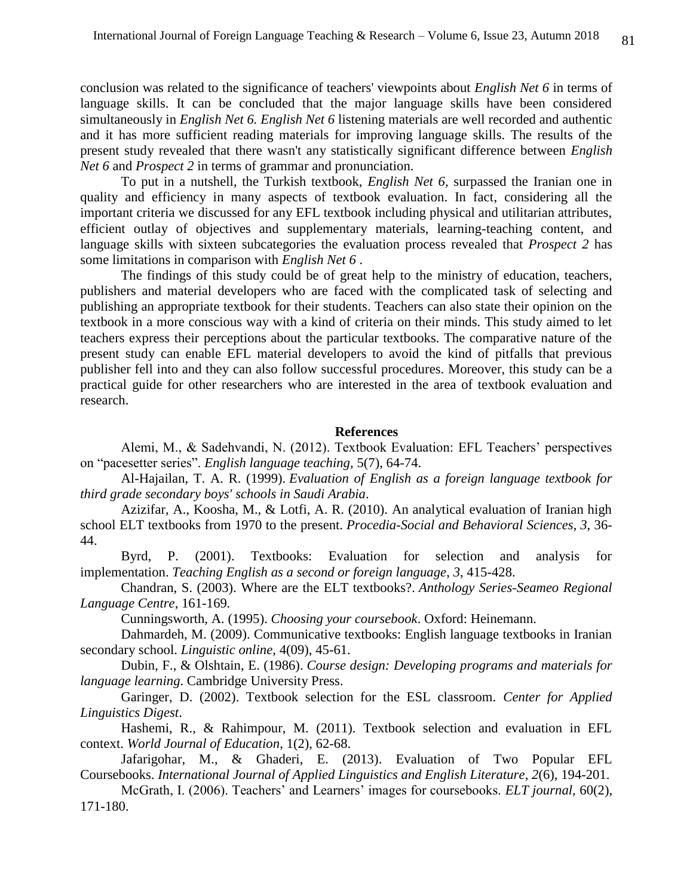conclusion was related to the significance of teachers' viewpoints about *English Net 6* in terms of language skills. It can be concluded that the major language skills have been considered simultaneously in *English Net 6. English Net 6* listening materials are well recorded and authentic and it has more sufficient reading materials for improving language skills. The results of the present study revealed that there wasn't any statistically significant difference between *English Net 6* and *Prospect 2* in terms of grammar and pronunciation.

To put in a nutshell, the Turkish textbook, *English Net 6,* surpassed the Iranian one in quality and efficiency in many aspects of textbook evaluation. In fact, considering all the important criteria we discussed for any EFL textbook including physical and utilitarian attributes, efficient outlay of objectives and supplementary materials, learning-teaching content, and language skills with sixteen subcategories the evaluation process revealed that *Prospect 2* has some limitations in comparison with *English Net 6* .

The findings of this study could be of great help to the ministry of education, teachers, publishers and material developers who are faced with the complicated task of selecting and publishing an appropriate textbook for their students. Teachers can also state their opinion on the textbook in a more conscious way with a kind of criteria on their minds. This study aimed to let teachers express their perceptions about the particular textbooks. The comparative nature of the present study can enable EFL material developers to avoid the kind of pitfalls that previous publisher fell into and they can also follow successful procedures. Moreover, this study can be a practical guide for other researchers who are interested in the area of textbook evaluation and research.

## References

Alemi, M., & Sadehvandi, N. (2012). Textbook Evaluation: EFL Teachers' perspectives on "pacesetter series". *English language teaching*, 5(7), 64-74.

Al-Hajailan, T. A. R. (1999). *Evaluation of English as a foreign language textbook for third grade secondary boys' schools in Saudi Arabia*.

Azizifar, A., Koosha, M., & Lotfi, A. R. (2010). An analytical evaluation of Iranian high school ELT textbooks from 1970 to the present. *Procedia-Social and Behavioral Sciences*, *3*, 36-44.

Byrd, P. (2001). Textbooks: Evaluation for selection and analysis for implementation. *Teaching English as a second or foreign language*, *3*, 415-428.

Chandran, S. (2003). Where are the ELT textbooks?. *Anthology Series-Seameo Regional Language Centre*, 161-169.

Cunningsworth, A. (1995). *Choosing your coursebook*. Oxford: Heinemann.

Dahmardeh, M. (2009). Communicative textbooks: English language textbooks in Iranian secondary school. *Linguistic online,* 4(09), 45-61.

Dubin, F., & Olshtain, E. (1986). *Course design: Developing programs and materials for language learning*. Cambridge University Press.

Garinger, D. (2002). Textbook selection for the ESL classroom. *Center for Applied Linguistics Digest*.

Hashemi, R., & Rahimpour, M. (2011). Textbook selection and evaluation in EFL context. *World Journal of Education*, 1(2), 62-68.

Jafarigohar, M., & Ghaderi, E. (2013). Evaluation of Two Popular EFL Coursebooks. *International Journal of Applied Linguistics and English Literature*, *2*(6), 194-201.

McGrath, I. (2006). Teachers' and Learners' images for coursebooks. *ELT journal,* 60(2), 171-180.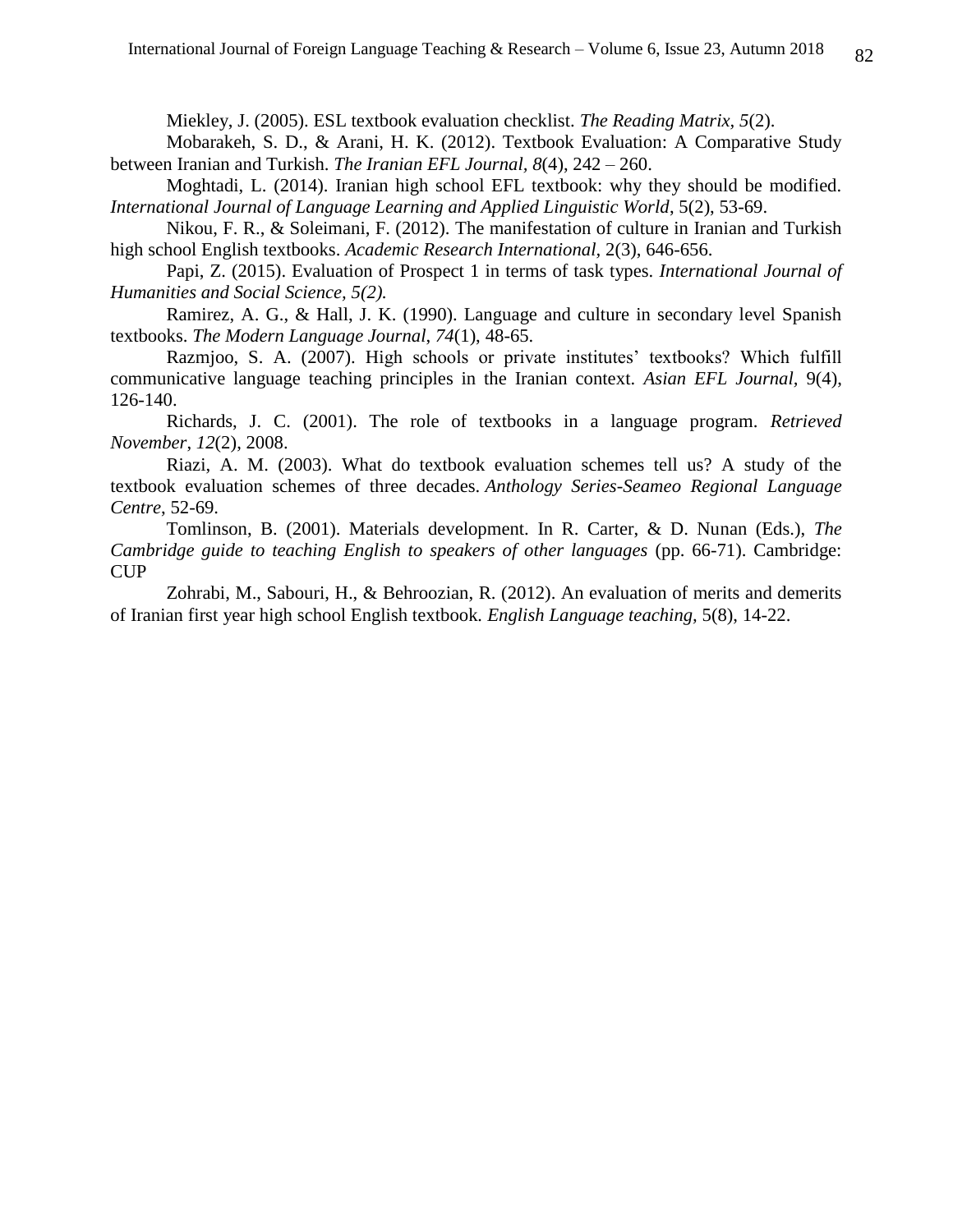Miekley, J. (2005). ESL textbook evaluation checklist. *The Reading Matrix, 5*(2).

Mobarakeh, S. D., & Arani, H. K. (2012). Textbook Evaluation: A Comparative Study between Iranian and Turkish. *The Iranian EFL Journal, 8*(4), 242 – 260.

Moghtadi, L. (2014). Iranian high school EFL textbook: why they should be modified. *International Journal of Language Learning and Applied Linguistic World*, 5(2), 53-69.

Nikou, F. R., & Soleimani, F. (2012). The manifestation of culture in Iranian and Turkish high school English textbooks. *Academic Research International*, 2(3), 646-656.

Papi, Z. (2015). Evaluation of Prospect 1 in terms of task types. *International Journal of Humanities and Social Science, 5(2).*

Ramirez, A. G., & Hall, J. K. (1990). Language and culture in secondary level Spanish textbooks. *The Modern Language Journal*, *74*(1), 48-65.

Razmjoo, S. A. (2007). High schools or private institutes' textbooks? Which fulfill communicative language teaching principles in the Iranian context. *Asian EFL Journal,* 9(4), 126-140.

Richards, J. C. (2001). The role of textbooks in a language program. *Retrieved November*, *12*(2), 2008.

Riazi, A. M. (2003). What do textbook evaluation schemes tell us? A study of the textbook evaluation schemes of three decades. *Anthology Series-Seameo Regional Language Centre*, 52-69.

Tomlinson, B. (2001). Materials development. In R. Carter, & D. Nunan (Eds.), *The Cambridge guide to teaching English to speakers of other languages* (pp. 66-71). Cambridge: CUP

Zohrabi, M., Sabouri, H., & Behroozian, R. (2012). An evaluation of merits and demerits of Iranian first year high school English textbook. *English Language teaching,* 5(8), 14-22.